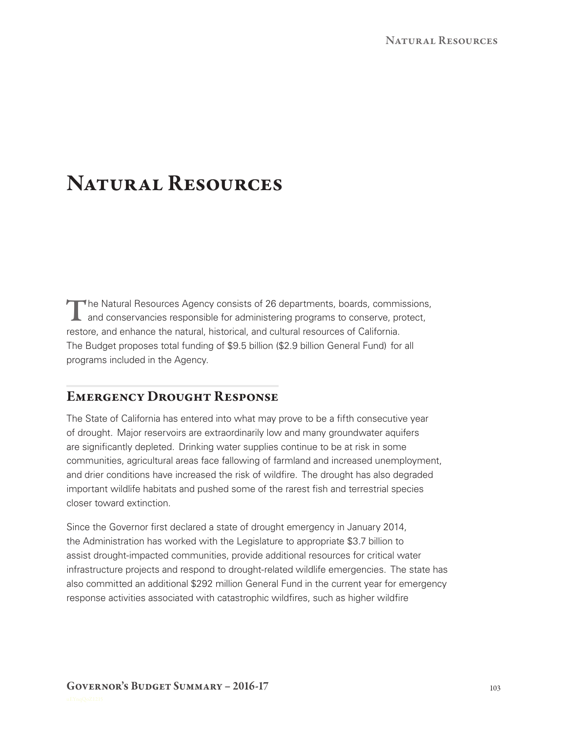# Natural Resources

The Natural Resources Agency consists of 26 departments, boards, commissions, and conservancies responsible for administering programs to conserve, protect, restore, and enhance the natural, historical, and cultural resources of California. The Budget proposes total funding of $9.5 billion ($2.9 billion General Fund) for all programs included in the Agency.

## Emergency Drought Response

The State of California has entered into what may prove to be a fifth consecutive year of drought. Major reservoirs are extraordinarily low and many groundwater aquifers are significantly depleted. Drinking water supplies continue to be at risk in some communities, agricultural areas face fallowing of farmland and increased unemployment, and drier conditions have increased the risk of wildfire. The drought has also degraded important wildlife habitats and pushed some of the rarest fish and terrestrial species closer toward extinction.

Since the Governor first declared a state of drought emergency in January 2014, the Administration has worked with the Legislature to appropriate $3.7 billion to assist drought-impacted communities, provide additional resources for critical water infrastructure projects and respond to drought-related wildlife emergencies. The state has also committed an additional $292 million General Fund in the current year for emergency response activities associated with catastrophic wildfires, such as higher wildfire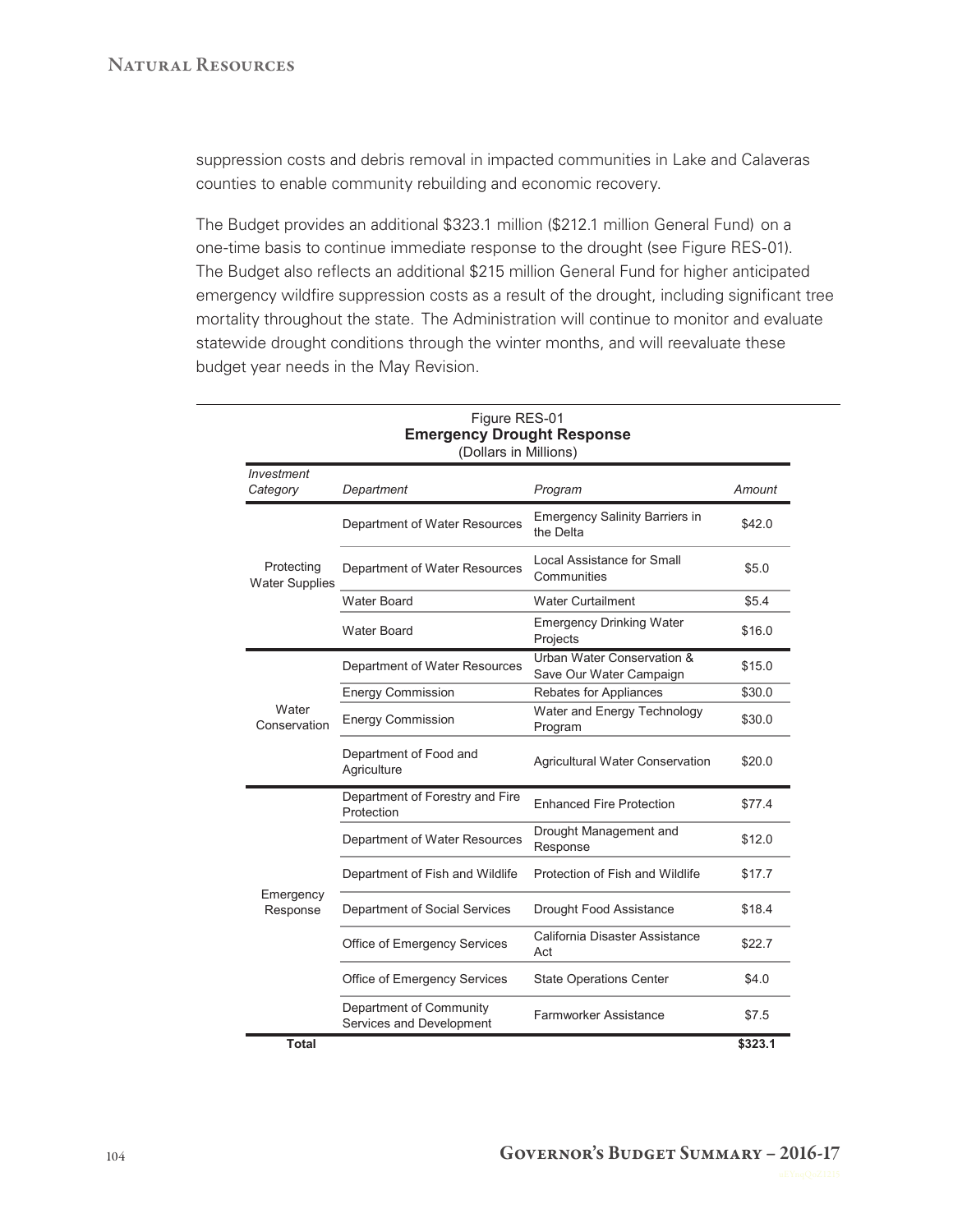suppression costs and debris removal in impacted communities in Lake and Calaveras counties to enable community rebuilding and economic recovery.

The Budget provides an additional \$323.1 million (\$212.1 million General Fund) on a one-time basis to continue immediate response to the drought (see Figure RES-01). The Budget also reflects an additional \$215 million General Fund for higher anticipated emergency wildfire suppression costs as a result of the drought, including significant tree mortality throughout the state. The Administration will continue to monitor and evaluate statewide drought conditions through the winter months, and will reevaluate these budget year needs in the May Revision.

Figure RES-01
**Emergency Drought Response**
(Dollars in Millions)

| *Investment Category* | *Department* | *Program* | *Amount* |
|---|---|---|---|
| Protecting Water Supplies | Department of Water Resources | Emergency Salinity Barriers in the Delta | $42.0 |
| | Department of Water Resources | Local Assistance for Small Communities | $5.0 |
| | Water Board | Water Curtailment | $5.4 |
| | Water Board | Emergency Drinking Water Projects | $16.0 |
| Water Conservation | Department of Water Resources | Urban Water Conservation & Save Our Water Campaign | $15.0 |
| | Energy Commission | Rebates for Appliances | $30.0 |
| | Energy Commission | Water and Energy Technology Program | $30.0 |
| | Department of Food and Agriculture | Agricultural Water Conservation | $20.0 |
| Emergency Response | Department of Forestry and Fire Protection | Enhanced Fire Protection | $77.4 |
| | Department of Water Resources | Drought Management and Response | $12.0 |
| | Department of Fish and Wildlife | Protection of Fish and Wildlife | $17.7 |
| | Department of Social Services | Drought Food Assistance | $18.4 |
| | Office of Emergency Services | California Disaster Assistance Act | $22.7 |
| | Office of Emergency Services | State Operations Center | $4.0 |
| | Department of Community Services and Development | Farmworker Assistance | $7.5 |
| **Total** | | | **$323.1** |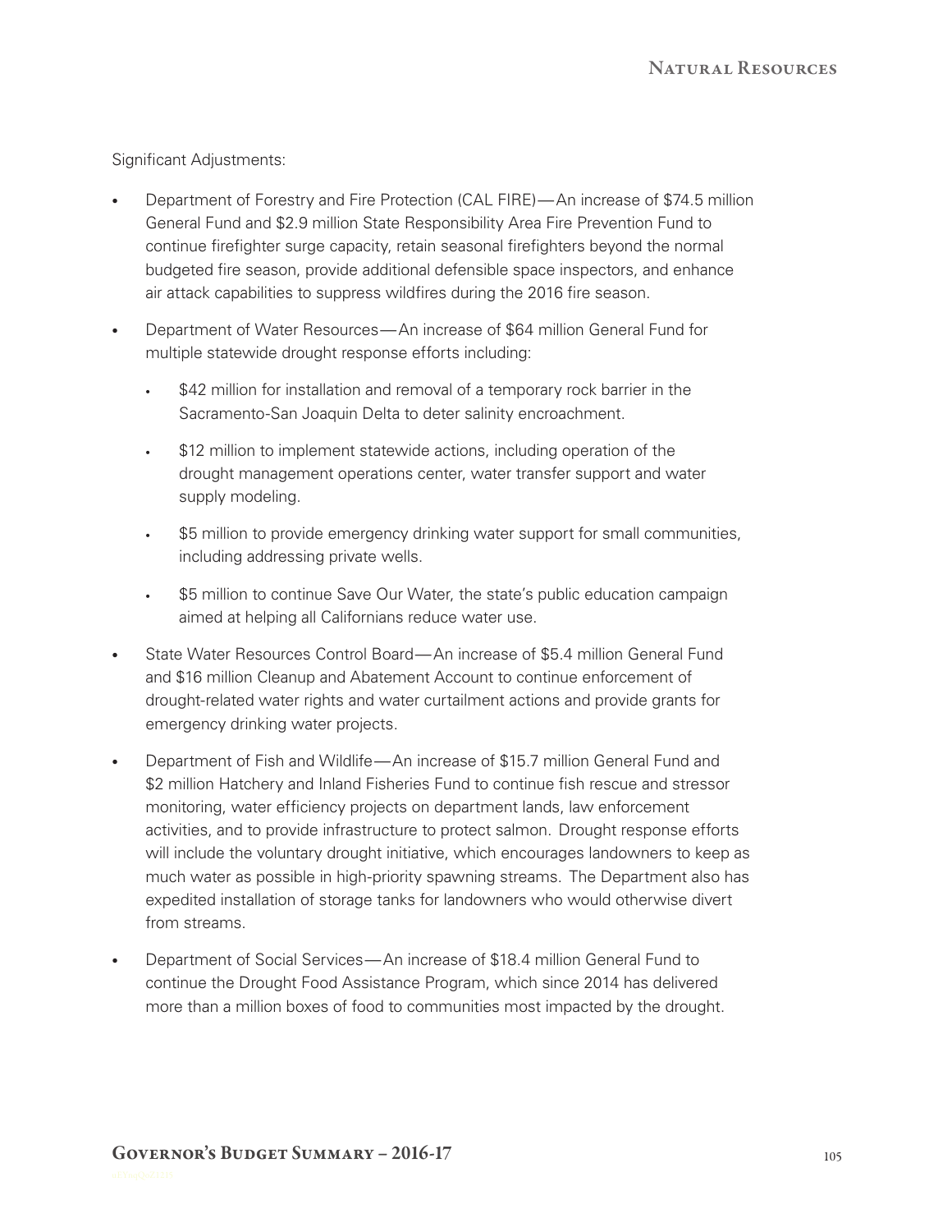Significant Adjustments:

- Department of Forestry and Fire Protection (CAL FIRE)—An increase of $74.5 million General Fund and $2.9 million State Responsibility Area Fire Prevention Fund to continue firefighter surge capacity, retain seasonal firefighters beyond the normal budgeted fire season, provide additional defensible space inspectors, and enhance air attack capabilities to suppress wildfires during the 2016 fire season.
- Department of Water Resources—An increase of $64 million General Fund for multiple statewide drought response efforts including:
  - $42 million for installation and removal of a temporary rock barrier in the Sacramento-San Joaquin Delta to deter salinity encroachment.
  - $12 million to implement statewide actions, including operation of the drought management operations center, water transfer support and water supply modeling.
  - $5 million to provide emergency drinking water support for small communities, including addressing private wells.
  - $5 million to continue Save Our Water, the state's public education campaign aimed at helping all Californians reduce water use.
- State Water Resources Control Board—An increase of $5.4 million General Fund and $16 million Cleanup and Abatement Account to continue enforcement of drought-related water rights and water curtailment actions and provide grants for emergency drinking water projects.
- Department of Fish and Wildlife—An increase of $15.7 million General Fund and $2 million Hatchery and Inland Fisheries Fund to continue fish rescue and stressor monitoring, water efficiency projects on department lands, law enforcement activities, and to provide infrastructure to protect salmon. Drought response efforts will include the voluntary drought initiative, which encourages landowners to keep as much water as possible in high-priority spawning streams. The Department also has expedited installation of storage tanks for landowners who would otherwise divert from streams.
- Department of Social Services—An increase of $18.4 million General Fund to continue the Drought Food Assistance Program, which since 2014 has delivered more than a million boxes of food to communities most impacted by the drought.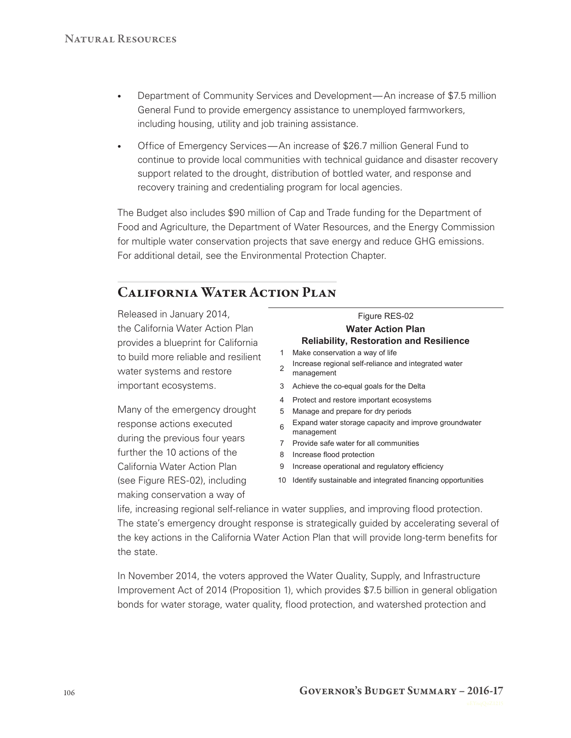- Department of Community Services and Development—An increase of $7.5 million General Fund to provide emergency assistance to unemployed farmworkers, including housing, utility and job training assistance.
- Office of Emergency Services—An increase of $26.7 million General Fund to continue to provide local communities with technical guidance and disaster recovery support related to the drought, distribution of bottled water, and response and recovery training and credentialing program for local agencies.

The Budget also includes $90 million of Cap and Trade funding for the Department of Food and Agriculture, the Department of Water Resources, and the Energy Commission for multiple water conservation projects that save energy and reduce GHG emissions. For additional detail, see the Environmental Protection Chapter.

## California Water Action Plan

Released in January 2014, the California Water Action Plan provides a blueprint for California to build more reliable and resilient water systems and restore important ecosystems.

Many of the emergency drought response actions executed during the previous four years further the 10 actions of the California Water Action Plan (see Figure RES-02), including making conservation a way of life, increasing regional self-reliance in water supplies, and improving flood protection. The state's emergency drought response is strategically guided by accelerating several of the key actions in the California Water Action Plan that will provide long-term benefits for the state.

Figure RES-02

**Water Action Plan**
**Reliability, Restoration and Resilience**

| | |
|---|---|
| 1 | Make conservation a way of life |
| 2 | Increase regional self-reliance and integrated water management |
| 3 | Achieve the co-equal goals for the Delta |
| 4 | Protect and restore important ecosystems |
| 5 | Manage and prepare for dry periods |
| 6 | Expand water storage capacity and improve groundwater management |
| 7 | Provide safe water for all communities |
| 8 | Increase flood protection |
| 9 | Increase operational and regulatory efficiency |
| 10 | Identify sustainable and integrated financing opportunities |

In November 2014, the voters approved the Water Quality, Supply, and Infrastructure Improvement Act of 2014 (Proposition 1), which provides $7.5 billion in general obligation bonds for water storage, water quality, flood protection, and watershed protection and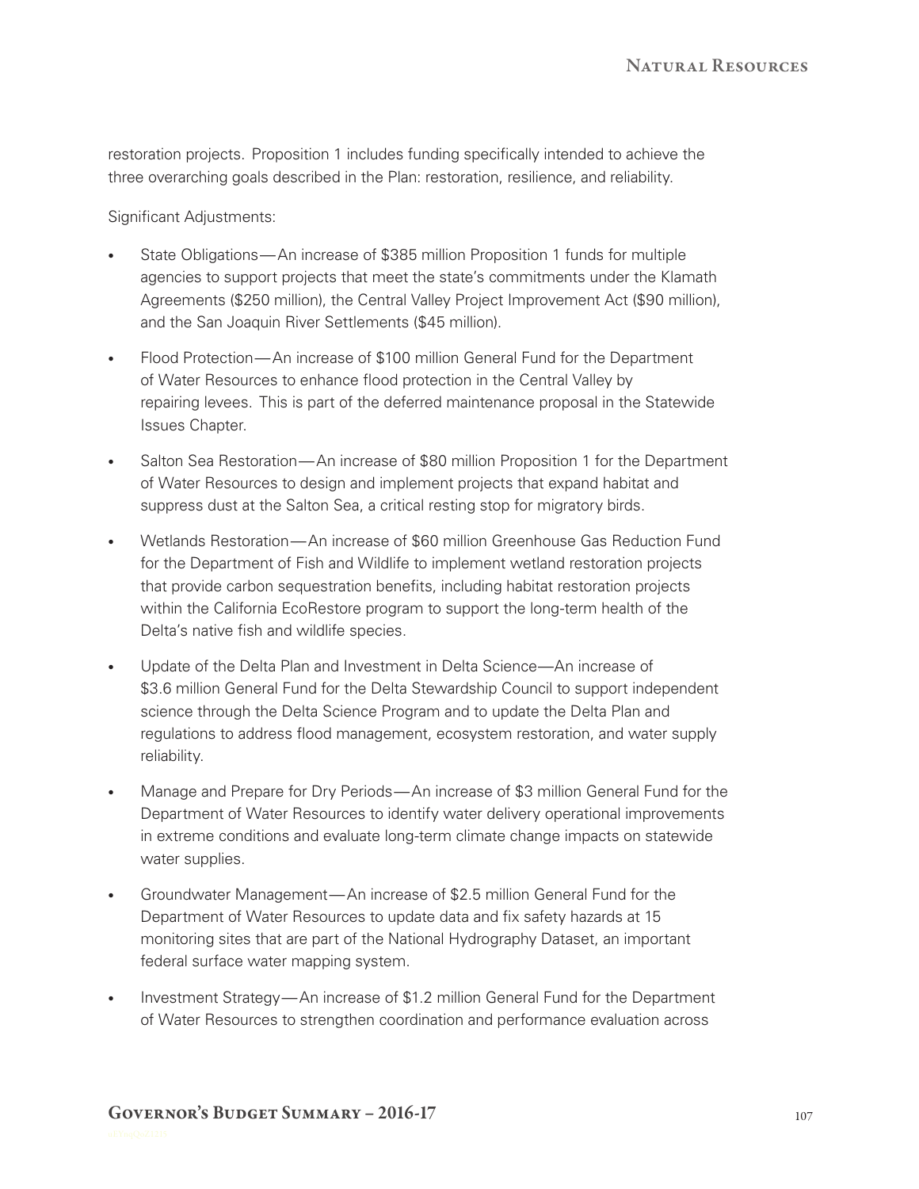restoration projects. Proposition 1 includes funding specifically intended to achieve the three overarching goals described in the Plan: restoration, resilience, and reliability.

Significant Adjustments:

- State Obligations—An increase of $385 million Proposition 1 funds for multiple agencies to support projects that meet the state's commitments under the Klamath Agreements ($250 million), the Central Valley Project Improvement Act ($90 million), and the San Joaquin River Settlements ($45 million).
- Flood Protection—An increase of $100 million General Fund for the Department of Water Resources to enhance flood protection in the Central Valley by repairing levees. This is part of the deferred maintenance proposal in the Statewide Issues Chapter.
- Salton Sea Restoration—An increase of $80 million Proposition 1 for the Department of Water Resources to design and implement projects that expand habitat and suppress dust at the Salton Sea, a critical resting stop for migratory birds.
- Wetlands Restoration—An increase of $60 million Greenhouse Gas Reduction Fund for the Department of Fish and Wildlife to implement wetland restoration projects that provide carbon sequestration benefits, including habitat restoration projects within the California EcoRestore program to support the long-term health of the Delta's native fish and wildlife species.
- Update of the Delta Plan and Investment in Delta Science—An increase of $3.6 million General Fund for the Delta Stewardship Council to support independent science through the Delta Science Program and to update the Delta Plan and regulations to address flood management, ecosystem restoration, and water supply reliability.
- Manage and Prepare for Dry Periods—An increase of $3 million General Fund for the Department of Water Resources to identify water delivery operational improvements in extreme conditions and evaluate long-term climate change impacts on statewide water supplies.
- Groundwater Management—An increase of $2.5 million General Fund for the Department of Water Resources to update data and fix safety hazards at 15 monitoring sites that are part of the National Hydrography Dataset, an important federal surface water mapping system.
- Investment Strategy—An increase of $1.2 million General Fund for the Department of Water Resources to strengthen coordination and performance evaluation across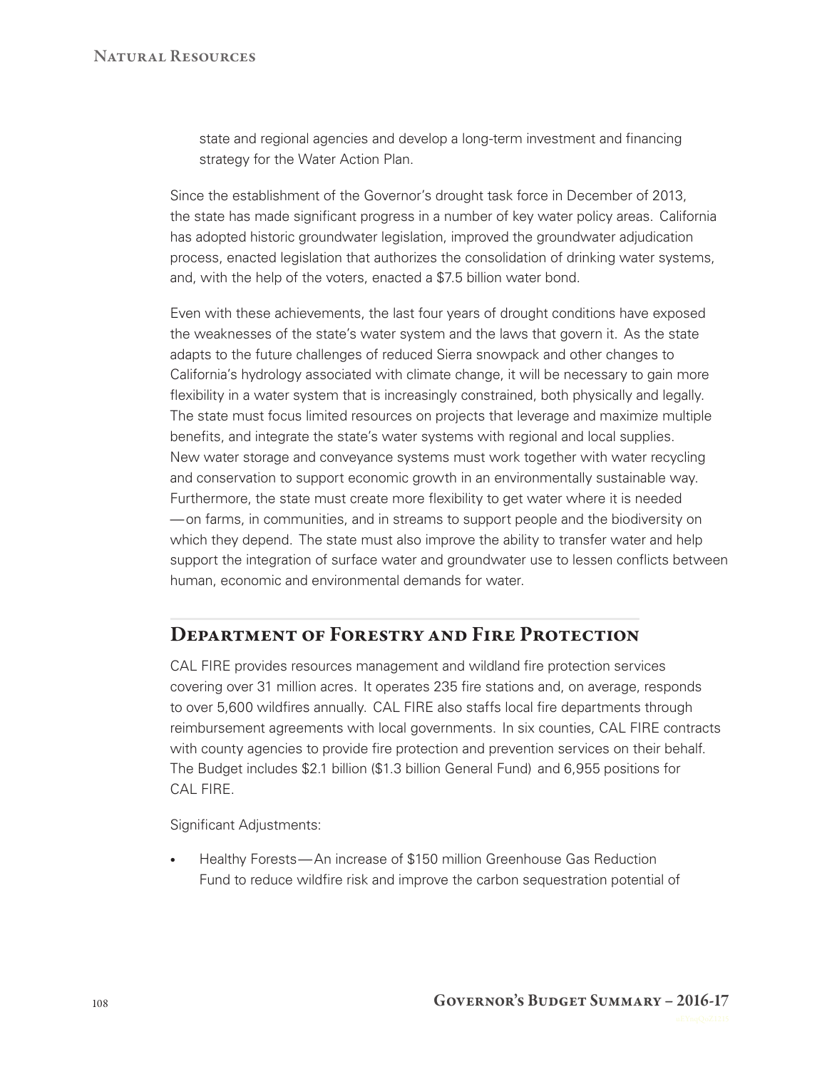state and regional agencies and develop a long-term investment and financing strategy for the Water Action Plan.

Since the establishment of the Governor's drought task force in December of 2013, the state has made significant progress in a number of key water policy areas. California has adopted historic groundwater legislation, improved the groundwater adjudication process, enacted legislation that authorizes the consolidation of drinking water systems, and, with the help of the voters, enacted a $7.5 billion water bond.

Even with these achievements, the last four years of drought conditions have exposed the weaknesses of the state's water system and the laws that govern it. As the state adapts to the future challenges of reduced Sierra snowpack and other changes to California's hydrology associated with climate change, it will be necessary to gain more flexibility in a water system that is increasingly constrained, both physically and legally. The state must focus limited resources on projects that leverage and maximize multiple benefits, and integrate the state's water systems with regional and local supplies. New water storage and conveyance systems must work together with water recycling and conservation to support economic growth in an environmentally sustainable way. Furthermore, the state must create more flexibility to get water where it is needed —on farms, in communities, and in streams to support people and the biodiversity on which they depend. The state must also improve the ability to transfer water and help support the integration of surface water and groundwater use to lessen conflicts between human, economic and environmental demands for water.

## Department of Forestry and Fire Protection

CAL FIRE provides resources management and wildland fire protection services covering over 31 million acres. It operates 235 fire stations and, on average, responds to over 5,600 wildfires annually. CAL FIRE also staffs local fire departments through reimbursement agreements with local governments. In six counties, CAL FIRE contracts with county agencies to provide fire protection and prevention services on their behalf. The Budget includes $2.1 billion ($1.3 billion General Fund) and 6,955 positions for CAL FIRE.

Significant Adjustments:

- Healthy Forests—An increase of $150 million Greenhouse Gas Reduction Fund to reduce wildfire risk and improve the carbon sequestration potential of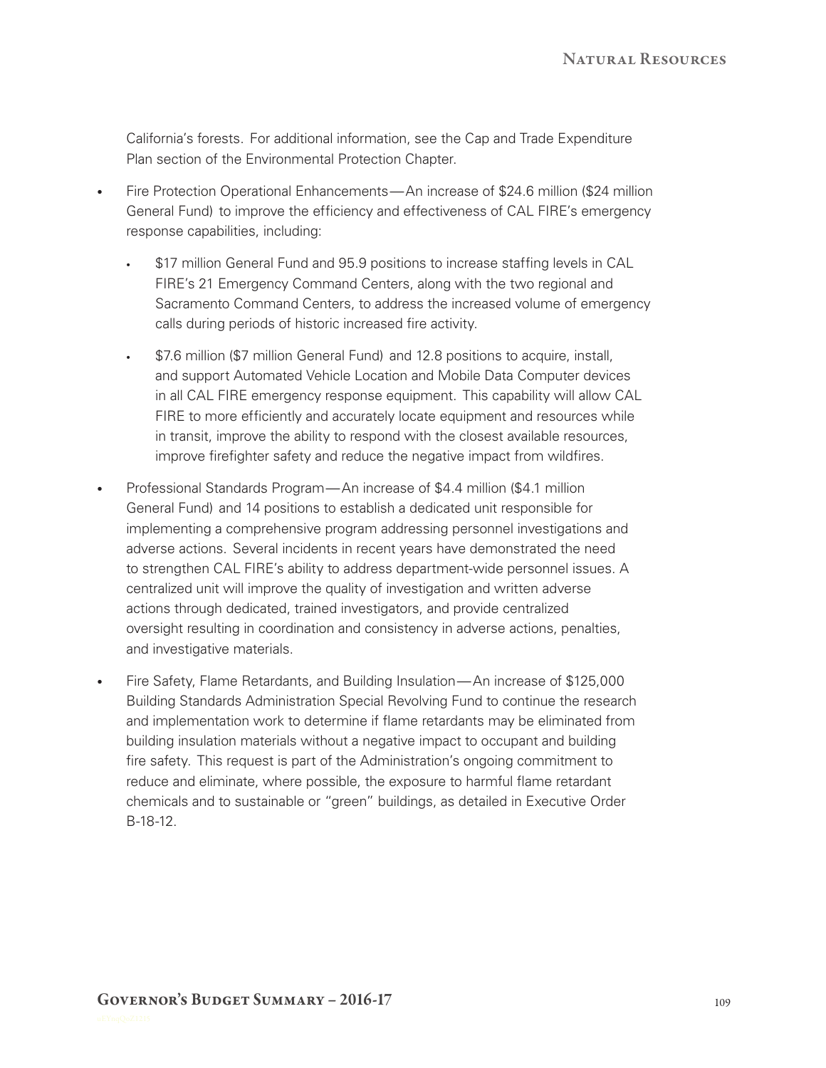California's forests. For additional information, see the Cap and Trade Expenditure Plan section of the Environmental Protection Chapter.

- Fire Protection Operational Enhancements — An increase of $24.6 million ($24 million General Fund) to improve the efficiency and effectiveness of CAL FIRE's emergency response capabilities, including:
  - $17 million General Fund and 95.9 positions to increase staffing levels in CAL FIRE's 21 Emergency Command Centers, along with the two regional and Sacramento Command Centers, to address the increased volume of emergency calls during periods of historic increased fire activity.
  - $7.6 million ($7 million General Fund) and 12.8 positions to acquire, install, and support Automated Vehicle Location and Mobile Data Computer devices in all CAL FIRE emergency response equipment. This capability will allow CAL FIRE to more efficiently and accurately locate equipment and resources while in transit, improve the ability to respond with the closest available resources, improve firefighter safety and reduce the negative impact from wildfires.
- Professional Standards Program — An increase of $4.4 million ($4.1 million General Fund) and 14 positions to establish a dedicated unit responsible for implementing a comprehensive program addressing personnel investigations and adverse actions. Several incidents in recent years have demonstrated the need to strengthen CAL FIRE's ability to address department-wide personnel issues. A centralized unit will improve the quality of investigation and written adverse actions through dedicated, trained investigators, and provide centralized oversight resulting in coordination and consistency in adverse actions, penalties, and investigative materials.
- Fire Safety, Flame Retardants, and Building Insulation — An increase of $125,000 Building Standards Administration Special Revolving Fund to continue the research and implementation work to determine if flame retardants may be eliminated from building insulation materials without a negative impact to occupant and building fire safety. This request is part of the Administration's ongoing commitment to reduce and eliminate, where possible, the exposure to harmful flame retardant chemicals and to sustainable or "green" buildings, as detailed in Executive Order B-18-12.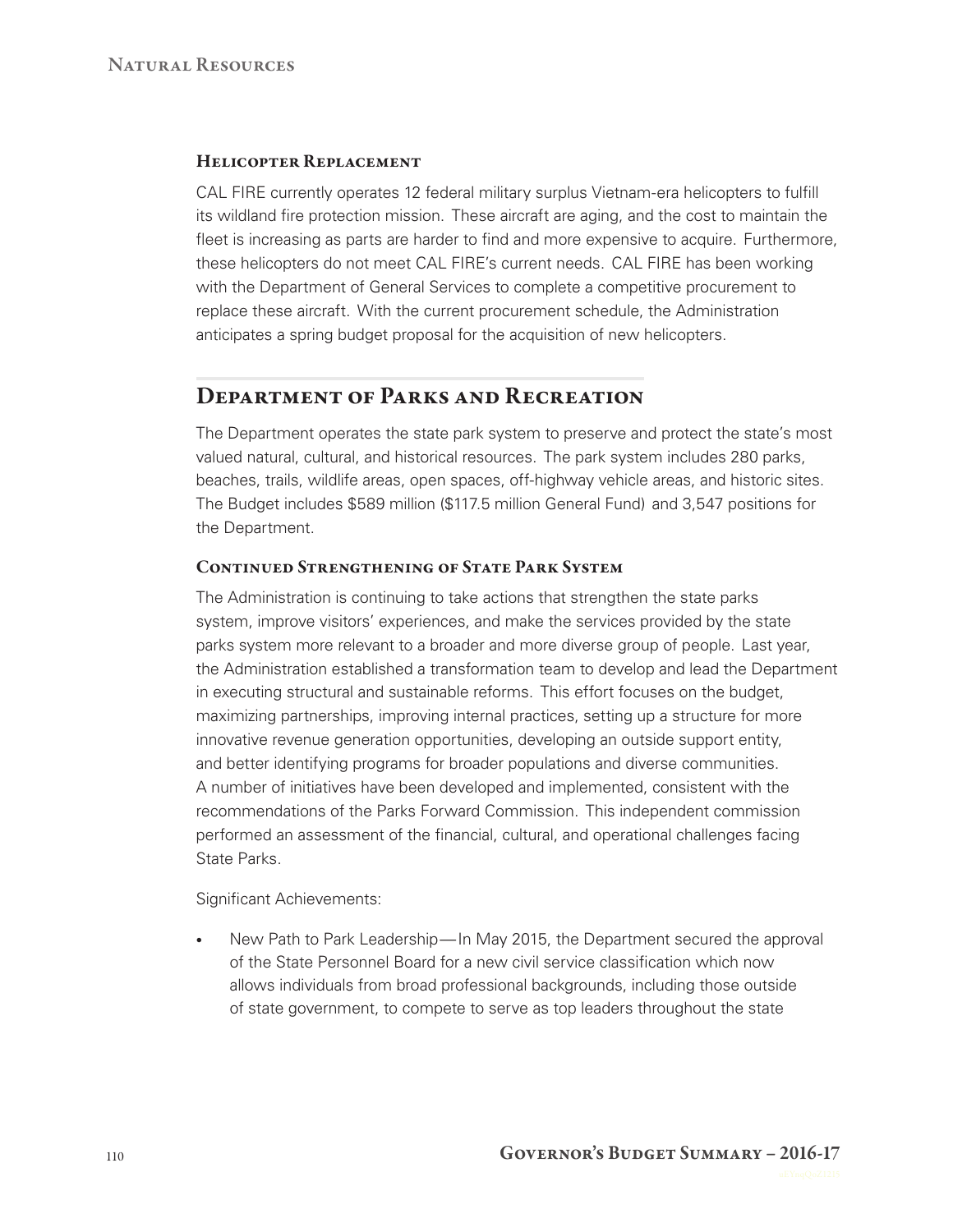### Helicopter Replacement

CAL FIRE currently operates 12 federal military surplus Vietnam-era helicopters to fulfill its wildland fire protection mission. These aircraft are aging, and the cost to maintain the fleet is increasing as parts are harder to find and more expensive to acquire. Furthermore, these helicopters do not meet CAL FIRE's current needs. CAL FIRE has been working with the Department of General Services to complete a competitive procurement to replace these aircraft. With the current procurement schedule, the Administration anticipates a spring budget proposal for the acquisition of new helicopters.

## Department of Parks and Recreation

The Department operates the state park system to preserve and protect the state's most valued natural, cultural, and historical resources. The park system includes 280 parks, beaches, trails, wildlife areas, open spaces, off-highway vehicle areas, and historic sites. The Budget includes $589 million ($117.5 million General Fund) and 3,547 positions for the Department.

### Continued Strengthening of State Park System

The Administration is continuing to take actions that strengthen the state parks system, improve visitors' experiences, and make the services provided by the state parks system more relevant to a broader and more diverse group of people. Last year, the Administration established a transformation team to develop and lead the Department in executing structural and sustainable reforms. This effort focuses on the budget, maximizing partnerships, improving internal practices, setting up a structure for more innovative revenue generation opportunities, developing an outside support entity, and better identifying programs for broader populations and diverse communities. A number of initiatives have been developed and implemented, consistent with the recommendations of the Parks Forward Commission. This independent commission performed an assessment of the financial, cultural, and operational challenges facing State Parks.

Significant Achievements:

- New Path to Park Leadership—In May 2015, the Department secured the approval of the State Personnel Board for a new civil service classification which now allows individuals from broad professional backgrounds, including those outside of state government, to compete to serve as top leaders throughout the state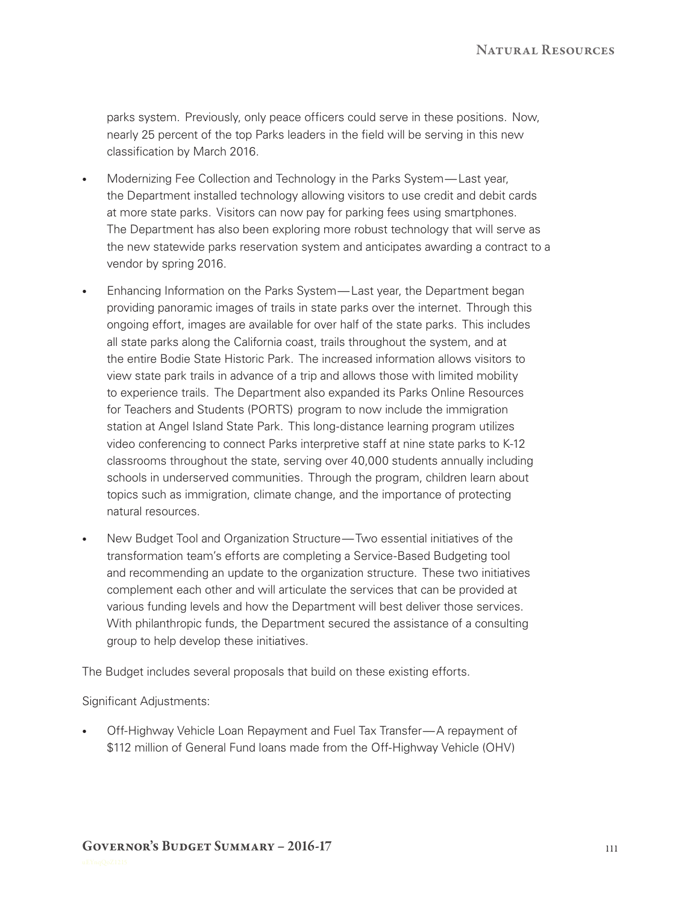parks system. Previously, only peace officers could serve in these positions. Now, nearly 25 percent of the top Parks leaders in the field will be serving in this new classification by March 2016.

- Modernizing Fee Collection and Technology in the Parks System — Last year, the Department installed technology allowing visitors to use credit and debit cards at more state parks. Visitors can now pay for parking fees using smartphones. The Department has also been exploring more robust technology that will serve as the new statewide parks reservation system and anticipates awarding a contract to a vendor by spring 2016.
- Enhancing Information on the Parks System — Last year, the Department began providing panoramic images of trails in state parks over the internet. Through this ongoing effort, images are available for over half of the state parks. This includes all state parks along the California coast, trails throughout the system, and at the entire Bodie State Historic Park. The increased information allows visitors to view state park trails in advance of a trip and allows those with limited mobility to experience trails. The Department also expanded its Parks Online Resources for Teachers and Students (PORTS) program to now include the immigration station at Angel Island State Park. This long-distance learning program utilizes video conferencing to connect Parks interpretive staff at nine state parks to K-12 classrooms throughout the state, serving over 40,000 students annually including schools in underserved communities. Through the program, children learn about topics such as immigration, climate change, and the importance of protecting natural resources.
- New Budget Tool and Organization Structure — Two essential initiatives of the transformation team's efforts are completing a Service-Based Budgeting tool and recommending an update to the organization structure. These two initiatives complement each other and will articulate the services that can be provided at various funding levels and how the Department will best deliver those services. With philanthropic funds, the Department secured the assistance of a consulting group to help develop these initiatives.

The Budget includes several proposals that build on these existing efforts.

Significant Adjustments:

- Off-Highway Vehicle Loan Repayment and Fuel Tax Transfer — A repayment of $112 million of General Fund loans made from the Off-Highway Vehicle (OHV)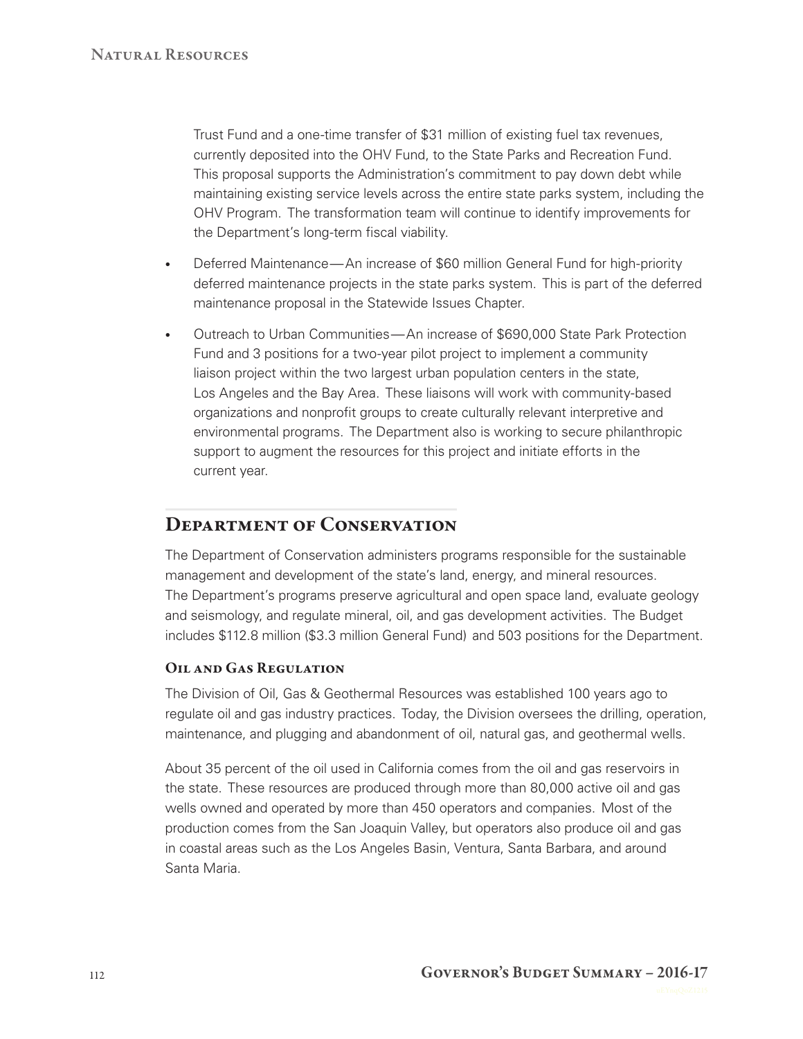Trust Fund and a one-time transfer of $31 million of existing fuel tax revenues, currently deposited into the OHV Fund, to the State Parks and Recreation Fund. This proposal supports the Administration's commitment to pay down debt while maintaining existing service levels across the entire state parks system, including the OHV Program. The transformation team will continue to identify improvements for the Department's long-term fiscal viability.

- Deferred Maintenance—An increase of $60 million General Fund for high-priority deferred maintenance projects in the state parks system. This is part of the deferred maintenance proposal in the Statewide Issues Chapter.
- Outreach to Urban Communities—An increase of $690,000 State Park Protection Fund and 3 positions for a two-year pilot project to implement a community liaison project within the two largest urban population centers in the state, Los Angeles and the Bay Area. These liaisons will work with community-based organizations and nonprofit groups to create culturally relevant interpretive and environmental programs. The Department also is working to secure philanthropic support to augment the resources for this project and initiate efforts in the current year.

## Department of Conservation

The Department of Conservation administers programs responsible for the sustainable management and development of the state's land, energy, and mineral resources. The Department's programs preserve agricultural and open space land, evaluate geology and seismology, and regulate mineral, oil, and gas development activities. The Budget includes $112.8 million ($3.3 million General Fund) and 503 positions for the Department.

### Oil and Gas Regulation

The Division of Oil, Gas & Geothermal Resources was established 100 years ago to regulate oil and gas industry practices. Today, the Division oversees the drilling, operation, maintenance, and plugging and abandonment of oil, natural gas, and geothermal wells.

About 35 percent of the oil used in California comes from the oil and gas reservoirs in the state. These resources are produced through more than 80,000 active oil and gas wells owned and operated by more than 450 operators and companies. Most of the production comes from the San Joaquin Valley, but operators also produce oil and gas in coastal areas such as the Los Angeles Basin, Ventura, Santa Barbara, and around Santa Maria.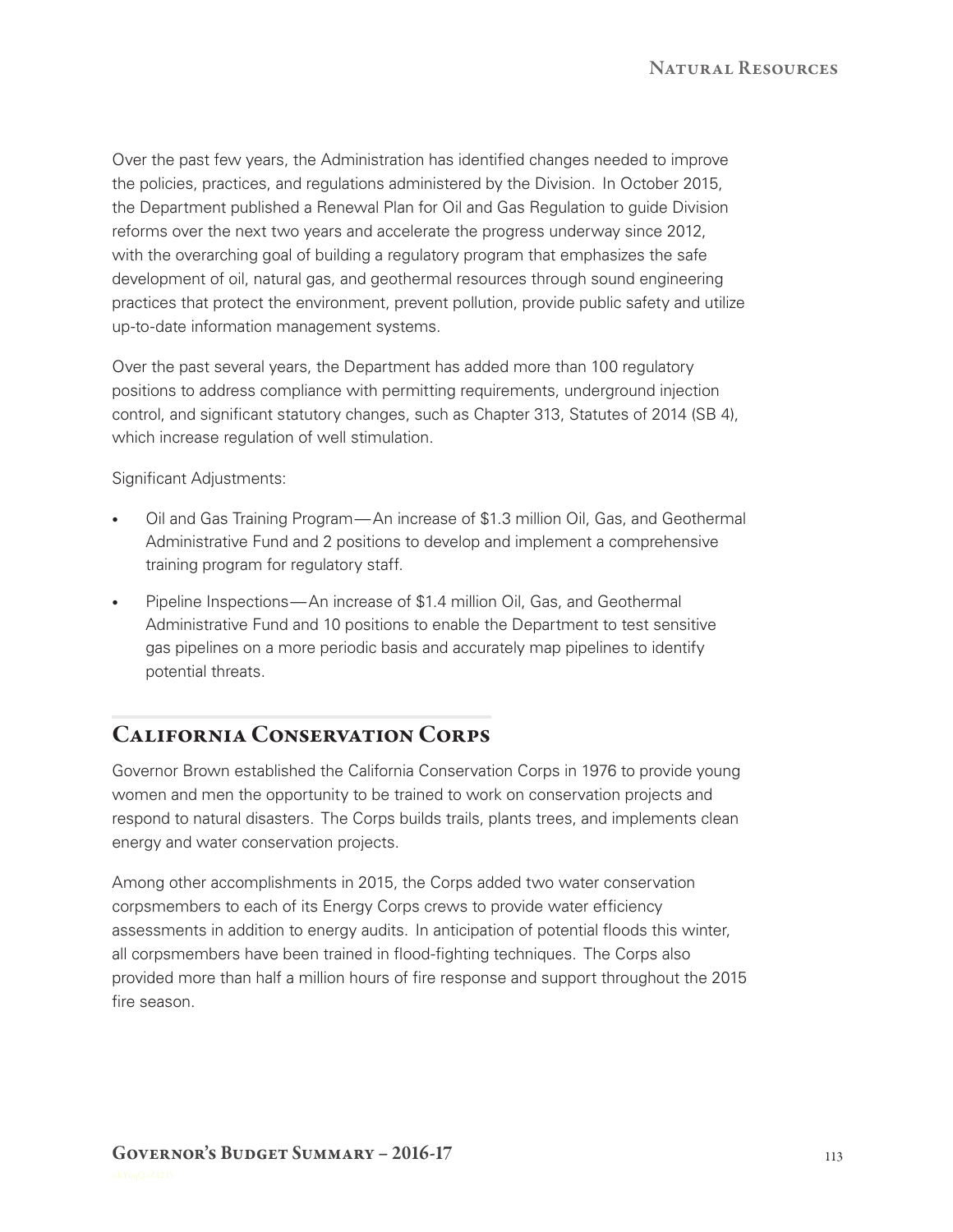Over the past few years, the Administration has identified changes needed to improve the policies, practices, and regulations administered by the Division. In October 2015, the Department published a Renewal Plan for Oil and Gas Regulation to guide Division reforms over the next two years and accelerate the progress underway since 2012, with the overarching goal of building a regulatory program that emphasizes the safe development of oil, natural gas, and geothermal resources through sound engineering practices that protect the environment, prevent pollution, provide public safety and utilize up-to-date information management systems.

Over the past several years, the Department has added more than 100 regulatory positions to address compliance with permitting requirements, underground injection control, and significant statutory changes, such as Chapter 313, Statutes of 2014 (SB 4), which increase regulation of well stimulation.

Significant Adjustments:

- Oil and Gas Training Program—An increase of $1.3 million Oil, Gas, and Geothermal Administrative Fund and 2 positions to develop and implement a comprehensive training program for regulatory staff.
- Pipeline Inspections—An increase of $1.4 million Oil, Gas, and Geothermal Administrative Fund and 10 positions to enable the Department to test sensitive gas pipelines on a more periodic basis and accurately map pipelines to identify potential threats.

## California Conservation Corps

Governor Brown established the California Conservation Corps in 1976 to provide young women and men the opportunity to be trained to work on conservation projects and respond to natural disasters. The Corps builds trails, plants trees, and implements clean energy and water conservation projects.

Among other accomplishments in 2015, the Corps added two water conservation corpsmembers to each of its Energy Corps crews to provide water efficiency assessments in addition to energy audits. In anticipation of potential floods this winter, all corpsmembers have been trained in flood-fighting techniques. The Corps also provided more than half a million hours of fire response and support throughout the 2015 fire season.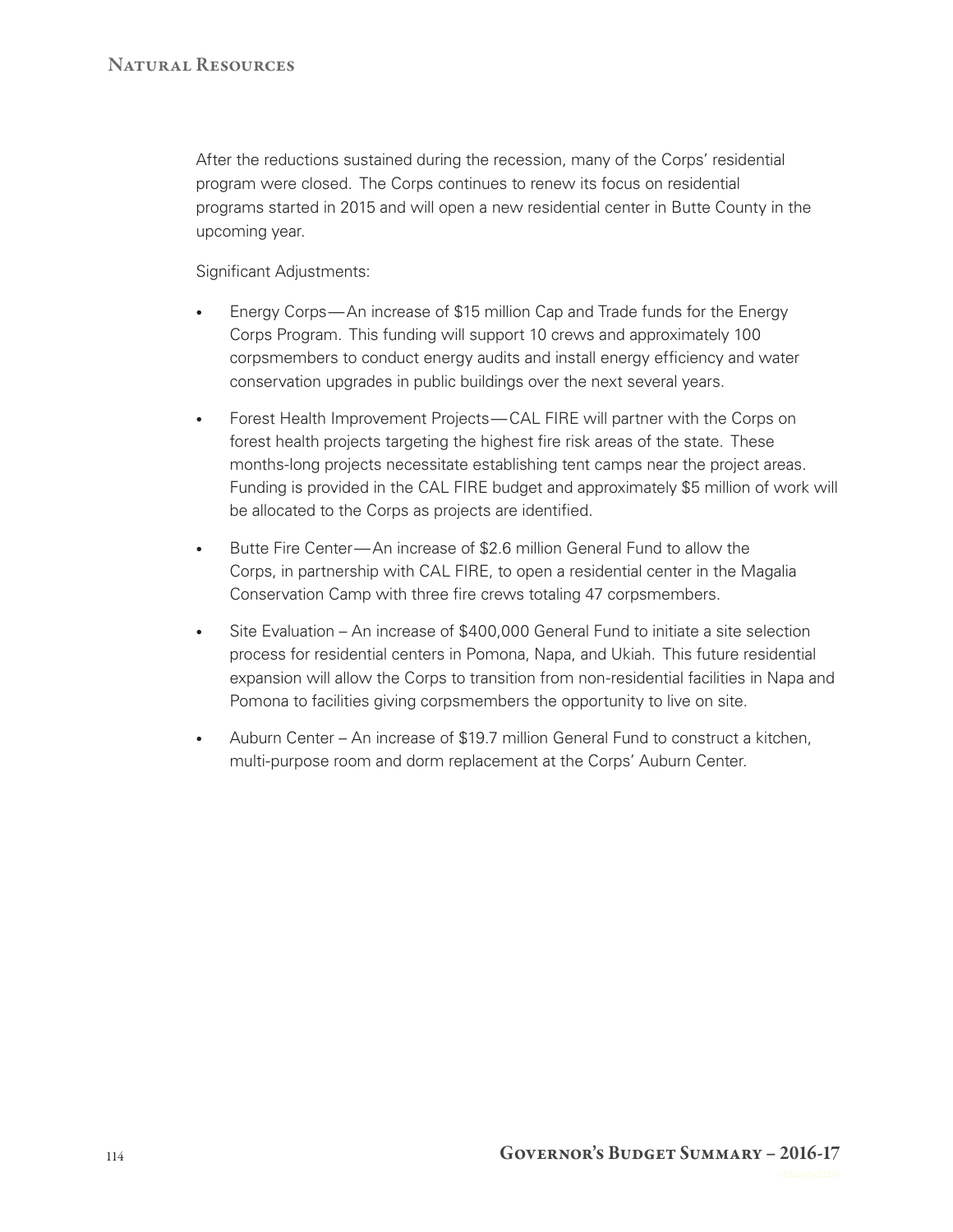After the reductions sustained during the recession, many of the Corps' residential program were closed. The Corps continues to renew its focus on residential programs started in 2015 and will open a new residential center in Butte County in the upcoming year.

Significant Adjustments:

- Energy Corps—An increase of $15 million Cap and Trade funds for the Energy Corps Program. This funding will support 10 crews and approximately 100 corpsmembers to conduct energy audits and install energy efficiency and water conservation upgrades in public buildings over the next several years.
- Forest Health Improvement Projects—CAL FIRE will partner with the Corps on forest health projects targeting the highest fire risk areas of the state. These months-long projects necessitate establishing tent camps near the project areas. Funding is provided in the CAL FIRE budget and approximately $5 million of work will be allocated to the Corps as projects are identified.
- Butte Fire Center—An increase of $2.6 million General Fund to allow the Corps, in partnership with CAL FIRE, to open a residential center in the Magalia Conservation Camp with three fire crews totaling 47 corpsmembers.
- Site Evaluation – An increase of $400,000 General Fund to initiate a site selection process for residential centers in Pomona, Napa, and Ukiah. This future residential expansion will allow the Corps to transition from non-residential facilities in Napa and Pomona to facilities giving corpsmembers the opportunity to live on site.
- Auburn Center – An increase of $19.7 million General Fund to construct a kitchen, multi-purpose room and dorm replacement at the Corps' Auburn Center.